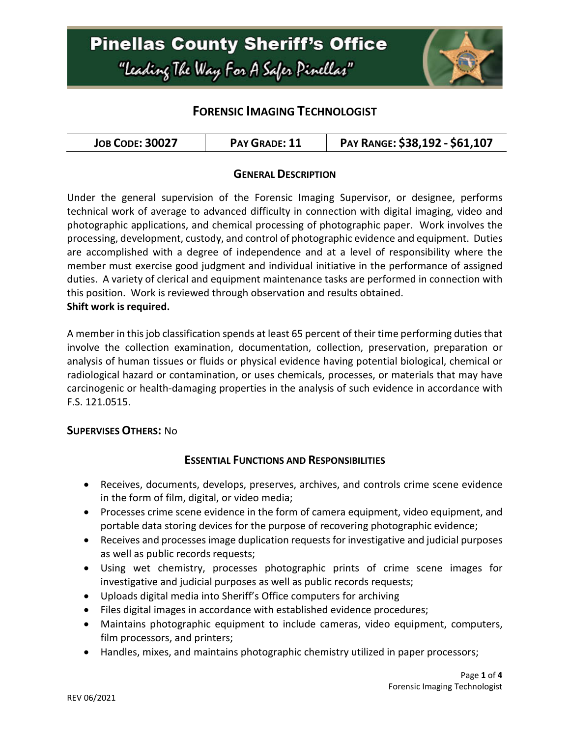# Pinellas County Sheriff's Office

"Leading The Way For A Safer Pinellas"

## FORENSIC IMAGING TECHNOLOGIST

| JOB CODE: 30027 | PAY GRADE: 11 | PAY RANGE: $38,192 - $61,107 |
|---|---|---|

### GENERAL DESCRIPTION

Under the general supervision of the Forensic Imaging Supervisor, or designee, performs technical work of average to advanced difficulty in connection with digital imaging, video and photographic applications, and chemical processing of photographic paper. Work involves the processing, development, custody, and control of photographic evidence and equipment. Duties are accomplished with a degree of independence and at a level of responsibility where the member must exercise good judgment and individual initiative in the performance of assigned duties. A variety of clerical and equipment maintenance tasks are performed in connection with this position. Work is reviewed through observation and results obtained.
**Shift work is required.**

A member in this job classification spends at least 65 percent of their time performing duties that involve the collection examination, documentation, collection, preservation, preparation or analysis of human tissues or fluids or physical evidence having potential biological, chemical or radiological hazard or contamination, or uses chemicals, processes, or materials that may have carcinogenic or health-damaging properties in the analysis of such evidence in accordance with F.S. 121.0515.

**SUPERVISES OTHERS:** No

### ESSENTIAL FUNCTIONS AND RESPONSIBILITIES

- Receives, documents, develops, preserves, archives, and controls crime scene evidence in the form of film, digital, or video media;
- Processes crime scene evidence in the form of camera equipment, video equipment, and portable data storing devices for the purpose of recovering photographic evidence;
- Receives and processes image duplication requests for investigative and judicial purposes as well as public records requests;
- Using wet chemistry, processes photographic prints of crime scene images for investigative and judicial purposes as well as public records requests;
- Uploads digital media into Sheriff's Office computers for archiving
- Files digital images in accordance with established evidence procedures;
- Maintains photographic equipment to include cameras, video equipment, computers, film processors, and printers;
- Handles, mixes, and maintains photographic chemistry utilized in paper processors;

REV 06/2021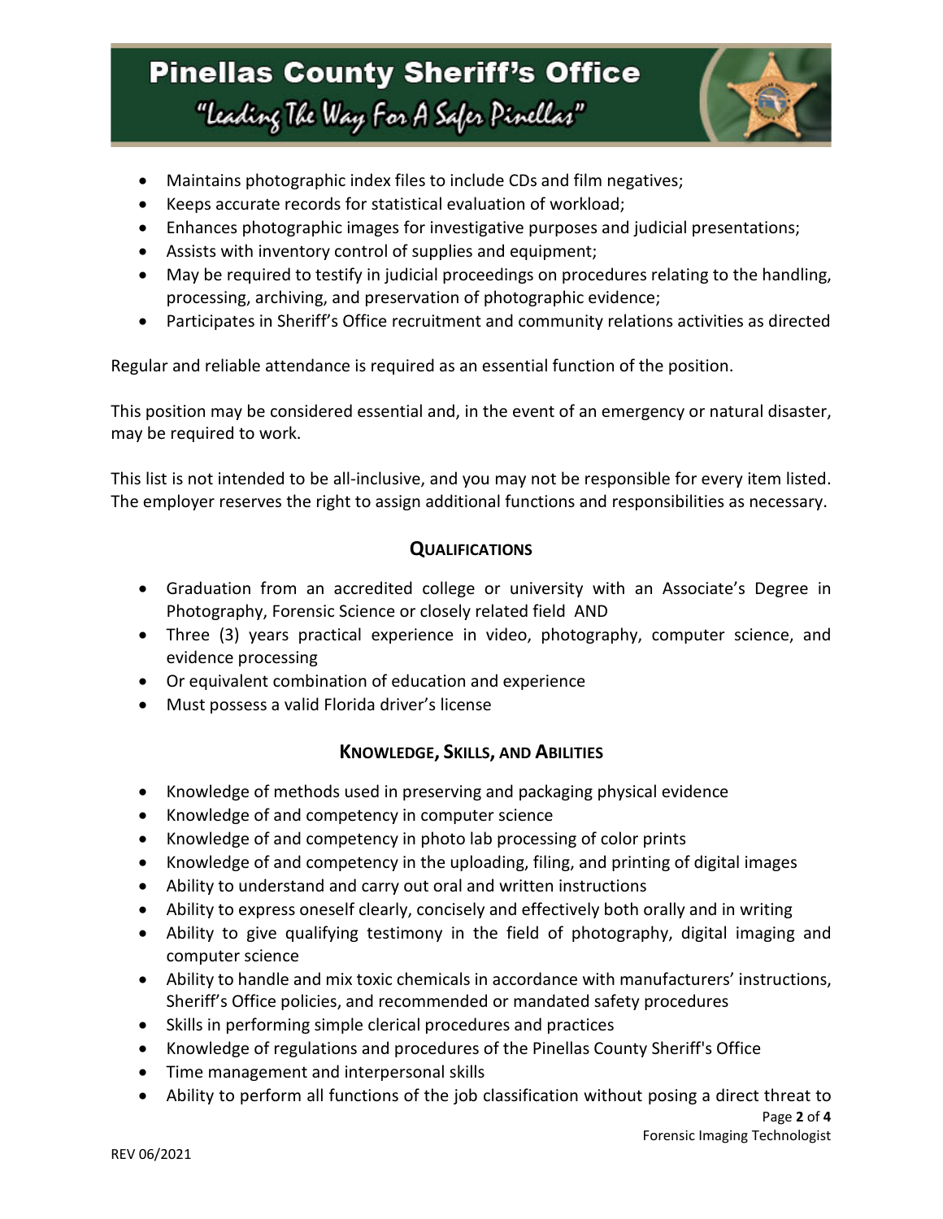- Maintains photographic index files to include CDs and film negatives;
- Keeps accurate records for statistical evaluation of workload;
- Enhances photographic images for investigative purposes and judicial presentations;
- Assists with inventory control of supplies and equipment;
- May be required to testify in judicial proceedings on procedures relating to the handling, processing, archiving, and preservation of photographic evidence;
- Participates in Sheriff's Office recruitment and community relations activities as directed

Regular and reliable attendance is required as an essential function of the position.

This position may be considered essential and, in the event of an emergency or natural disaster, may be required to work.

This list is not intended to be all-inclusive, and you may not be responsible for every item listed. The employer reserves the right to assign additional functions and responsibilities as necessary.

## QUALIFICATIONS

- Graduation from an accredited college or university with an Associate's Degree in Photography, Forensic Science or closely related field AND
- Three (3) years practical experience in video, photography, computer science, and evidence processing
- Or equivalent combination of education and experience
- Must possess a valid Florida driver's license

## KNOWLEDGE, SKILLS, AND ABILITIES

- Knowledge of methods used in preserving and packaging physical evidence
- Knowledge of and competency in computer science
- Knowledge of and competency in photo lab processing of color prints
- Knowledge of and competency in the uploading, filing, and printing of digital images
- Ability to understand and carry out oral and written instructions
- Ability to express oneself clearly, concisely and effectively both orally and in writing
- Ability to give qualifying testimony in the field of photography, digital imaging and computer science
- Ability to handle and mix toxic chemicals in accordance with manufacturers' instructions, Sheriff's Office policies, and recommended or mandated safety procedures
- Skills in performing simple clerical procedures and practices
- Knowledge of regulations and procedures of the Pinellas County Sheriff's Office
- Time management and interpersonal skills
- Ability to perform all functions of the job classification without posing a direct threat to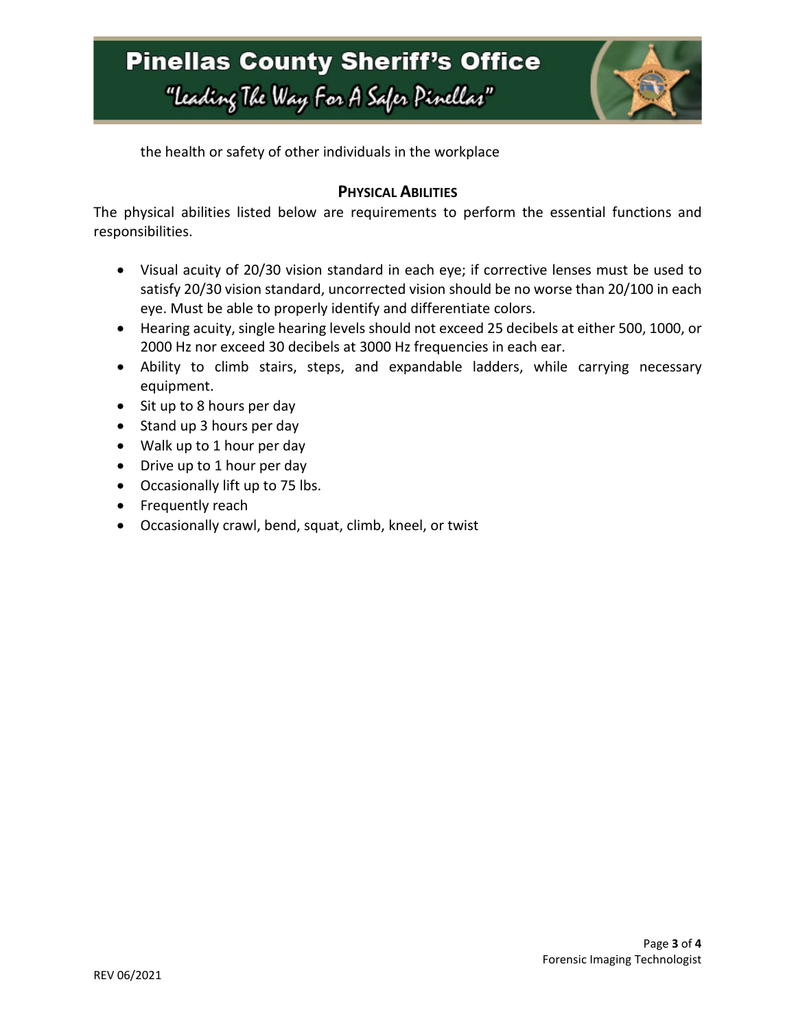the health or safety of other individuals in the workplace

## Physical Abilities

The physical abilities listed below are requirements to perform the essential functions and responsibilities.

- Visual acuity of 20/30 vision standard in each eye; if corrective lenses must be used to satisfy 20/30 vision standard, uncorrected vision should be no worse than 20/100 in each eye. Must be able to properly identify and differentiate colors.
- Hearing acuity, single hearing levels should not exceed 25 decibels at either 500, 1000, or 2000 Hz nor exceed 30 decibels at 3000 Hz frequencies in each ear.
- Ability to climb stairs, steps, and expandable ladders, while carrying necessary equipment.
- Sit up to 8 hours per day
- Stand up 3 hours per day
- Walk up to 1 hour per day
- Drive up to 1 hour per day
- Occasionally lift up to 75 lbs.
- Frequently reach
- Occasionally crawl, bend, squat, climb, kneel, or twist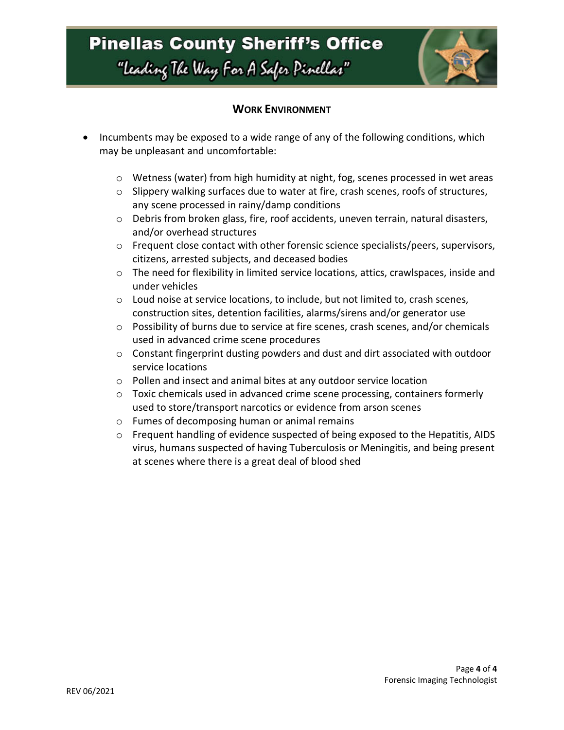## WORK ENVIRONMENT

- Incumbents may be exposed to a wide range of any of the following conditions, which may be unpleasant and uncomfortable:
    - Wetness (water) from high humidity at night, fog, scenes processed in wet areas
    - Slippery walking surfaces due to water at fire, crash scenes, roofs of structures, any scene processed in rainy/damp conditions
    - Debris from broken glass, fire, roof accidents, uneven terrain, natural disasters, and/or overhead structures
    - Frequent close contact with other forensic science specialists/peers, supervisors, citizens, arrested subjects, and deceased bodies
    - The need for flexibility in limited service locations, attics, crawlspaces, inside and under vehicles
    - Loud noise at service locations, to include, but not limited to, crash scenes, construction sites, detention facilities, alarms/sirens and/or generator use
    - Possibility of burns due to service at fire scenes, crash scenes, and/or chemicals used in advanced crime scene procedures
    - Constant fingerprint dusting powders and dust and dirt associated with outdoor service locations
    - Pollen and insect and animal bites at any outdoor service location
    - Toxic chemicals used in advanced crime scene processing, containers formerly used to store/transport narcotics or evidence from arson scenes
    - Fumes of decomposing human or animal remains
    - Frequent handling of evidence suspected of being exposed to the Hepatitis, AIDS virus, humans suspected of having Tuberculosis or Meningitis, and being present at scenes where there is a great deal of blood shed